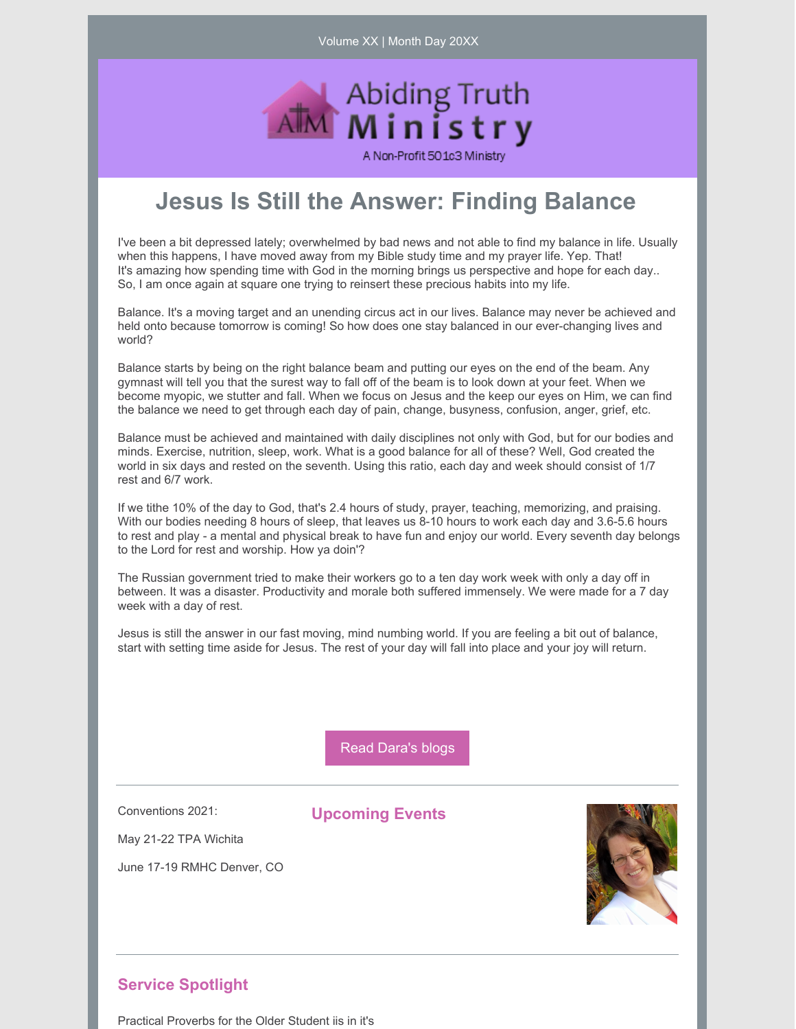Volume XX | Month Day 20XX

Abiding Truth Ministry

A Non-Profit 501c3 Ministry

# Jesus Is Still the Answer: Finding Balance

I've been a bit depressed lately; overwhelmed by bad news and not able to find my balance in life. Usually when this happens, I have moved away from my Bible study time and my prayer life. Yep. That! It's amazing how spending time with God in the morning brings us perspective and hope for each day.. So, I am once again at square one trying to reinsert these precious habits into my life.

Balance. It's a moving target and an unending circus act in our lives. Balance may never be achieved and held onto because tomorrow is coming! So how does one stay balanced in our ever-changing lives and world?

Balance starts by being on the right balance beam and putting our eyes on the end of the beam. Any gymnast will tell you that the surest way to fall off of the beam is to look down at your feet. When we become myopic, we stutter and fall. When we focus on Jesus and the keep our eyes on Him, we can find the balance we need to get through each day of pain, change, busyness, confusion, anger, grief, etc.

Balance must be achieved and maintained with daily disciplines not only with God, but for our bodies and minds. Exercise, nutrition, sleep, work. What is a good balance for all of these? Well, God created the world in six days and rested on the seventh. Using this ratio, each day and week should consist of 1/7 rest and 6/7 work.

If we tithe 10% of the day to God, that's 2.4 hours of study, prayer, teaching, memorizing, and praising. With our bodies needing 8 hours of sleep, that leaves us 8-10 hours to work each day and 3.6-5.6 hours to rest and play - a mental and physical break to have fun and enjoy our world. Every seventh day belongs to the Lord for rest and worship. How ya doin'?

The Russian government tried to make their workers go to a ten day work week with only a day off in between. It was a disaster. Productivity and morale both suffered immensely. We were made for a 7 day week with a day of rest.

Jesus is still the answer in our fast moving, mind numbing world. If you are feeling a bit out of balance, start with setting time aside for Jesus. The rest of your day will fall into place and your joy will return.

Read Dara's blogs

---

## Upcoming Events

Conventions 2021:

May 21-22 TPA Wichita

June 17-19 RMHC Denver, CO

---

## Service Spotlight

Practical Proverbs for the Older Student iis in it's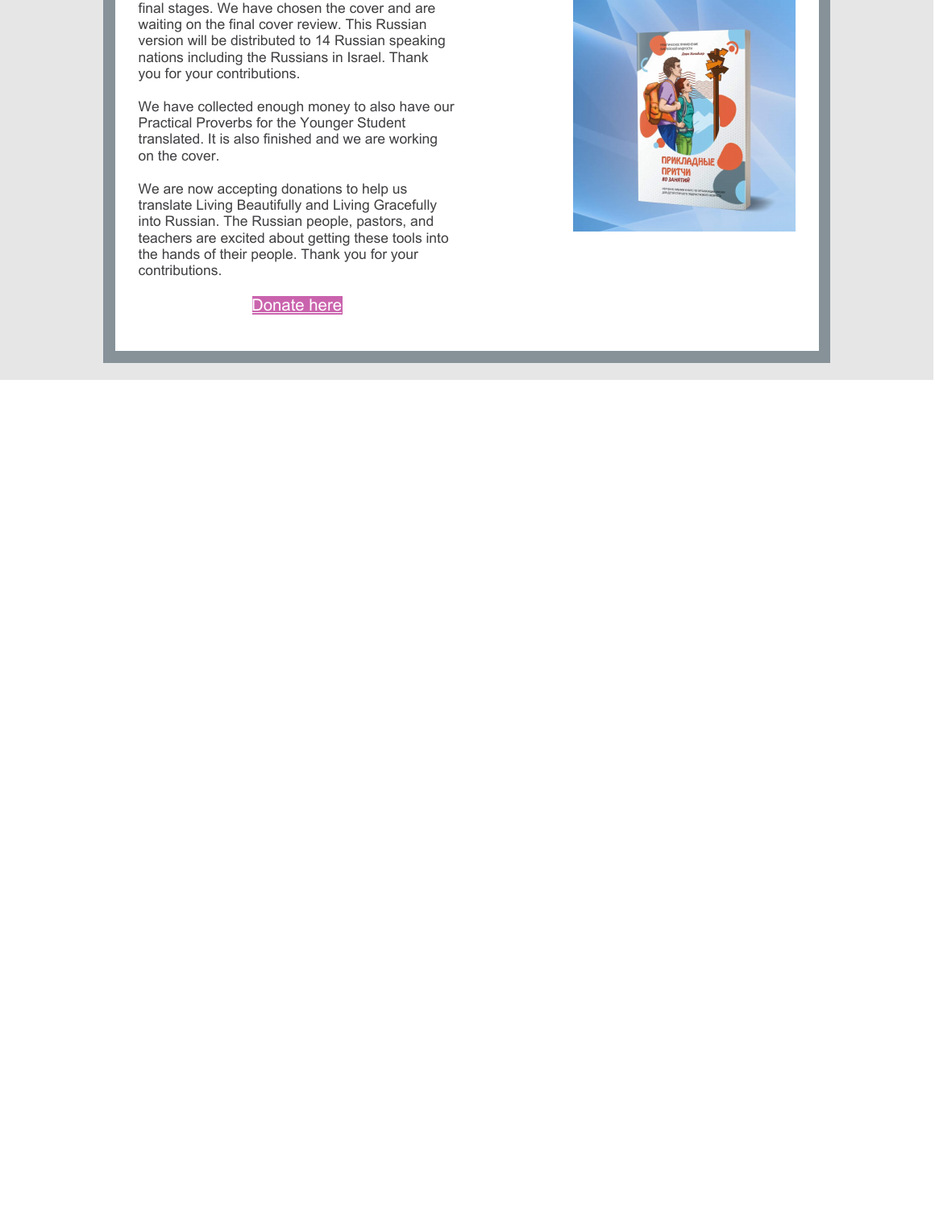final stages. We have chosen the cover and are waiting on the final cover review. This Russian version will be distributed to 14 Russian speaking nations including the Russians in Israel. Thank you for your contributions.

We have collected enough money to also have our Practical Proverbs for the Younger Student translated. It is also finished and we are working on the cover.

We are now accepting donations to help us translate Living Beautifully and Living Gracefully into Russian. The Russian people, pastors, and teachers are excited about getting these tools into the hands of their people. Thank you for your contributions.

Donate here